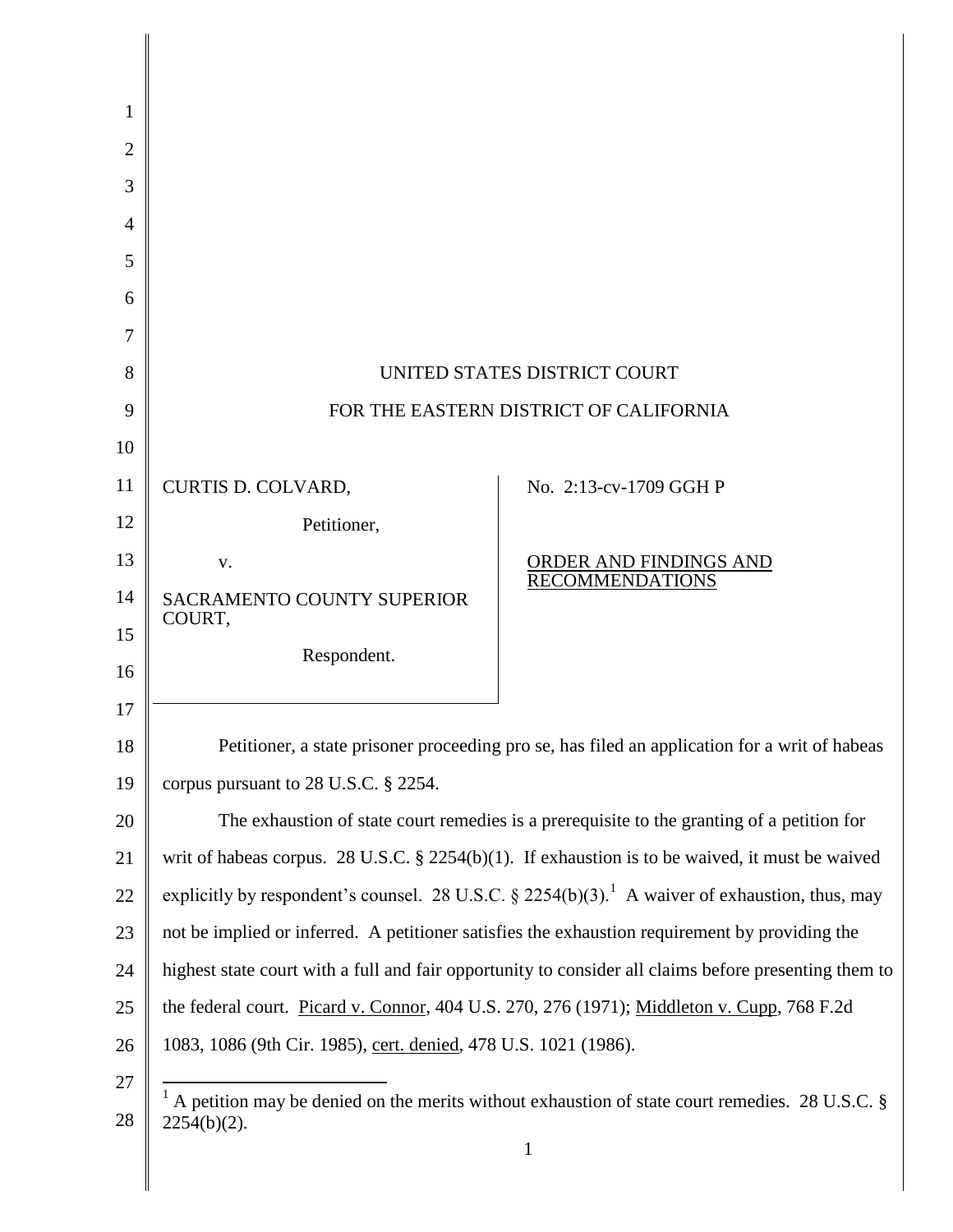UNITED STATES DISTRICT COURT

FOR THE EASTERN DISTRICT OF CALIFORNIA

| | |
|---|---|
| CURTIS D. COLVARD,<br><br>Petitioner,<br><br>v.<br><br>SACRAMENTO COUNTY SUPERIOR COURT,<br><br>Respondent. | No. 2:13-cv-1709 GGH P<br><br>ORDER AND FINDINGS AND RECOMMENDATIONS |

Petitioner, a state prisoner proceeding pro se, has filed an application for a writ of habeas corpus pursuant to 28 U.S.C. § 2254.

The exhaustion of state court remedies is a prerequisite to the granting of a petition for writ of habeas corpus. 28 U.S.C. § 2254(b)(1). If exhaustion is to be waived, it must be waived explicitly by respondent's counsel. 28 U.S.C. § 2254(b)(3).[1] A waiver of exhaustion, thus, may not be implied or inferred. A petitioner satisfies the exhaustion requirement by providing the highest state court with a full and fair opportunity to consider all claims before presenting them to the federal court. Picard v. Connor, 404 U.S. 270, 276 (1971); Middleton v. Cupp, 768 F.2d 1083, 1086 (9th Cir. 1985), cert. denied, 478 U.S. 1021 (1986).

---

[1] A petition may be denied on the merits without exhaustion of state court remedies. 28 U.S.C. § 2254(b)(2).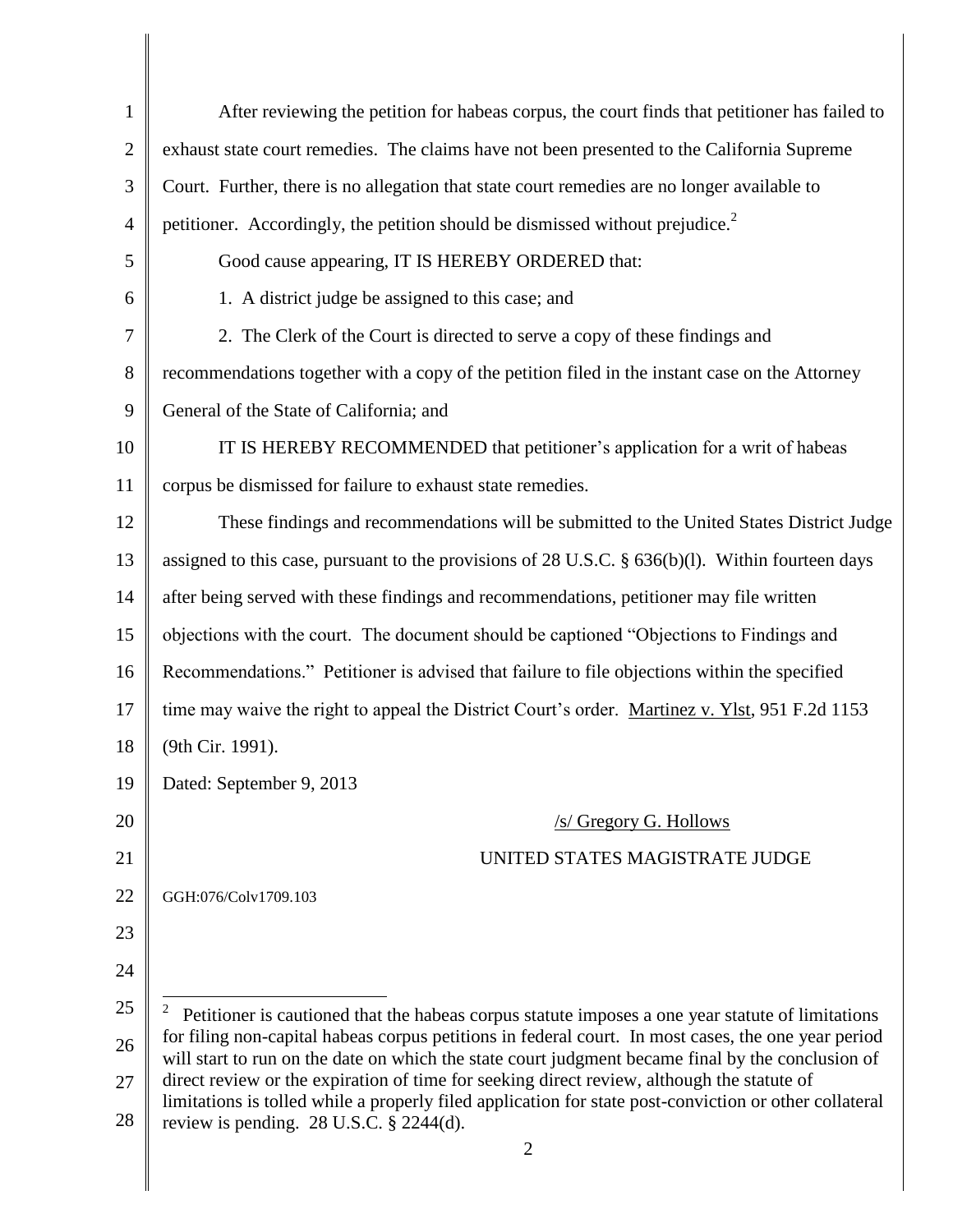After reviewing the petition for habeas corpus, the court finds that petitioner has failed to exhaust state court remedies. The claims have not been presented to the California Supreme Court. Further, there is no allegation that state court remedies are no longer available to petitioner. Accordingly, the petition should be dismissed without prejudice.[2]

Good cause appearing, IT IS HEREBY ORDERED that:

1. A district judge be assigned to this case; and

2. The Clerk of the Court is directed to serve a copy of these findings and recommendations together with a copy of the petition filed in the instant case on the Attorney General of the State of California; and

IT IS HEREBY RECOMMENDED that petitioner's application for a writ of habeas corpus be dismissed for failure to exhaust state remedies.

These findings and recommendations will be submitted to the United States District Judge assigned to this case, pursuant to the provisions of 28 U.S.C. § 636(b)(l). Within fourteen days after being served with these findings and recommendations, petitioner may file written objections with the court. The document should be captioned "Objections to Findings and Recommendations." Petitioner is advised that failure to file objections within the specified time may waive the right to appeal the District Court's order. Martinez v. Ylst, 951 F.2d 1153 (9th Cir. 1991).

Dated: September 9, 2013

/s/ Gregory G. Hollows

UNITED STATES MAGISTRATE JUDGE

GGH:076/Colv1709.103

[2] Petitioner is cautioned that the habeas corpus statute imposes a one year statute of limitations for filing non-capital habeas corpus petitions in federal court. In most cases, the one year period will start to run on the date on which the state court judgment became final by the conclusion of direct review or the expiration of time for seeking direct review, although the statute of limitations is tolled while a properly filed application for state post-conviction or other collateral review is pending. 28 U.S.C. § 2244(d).